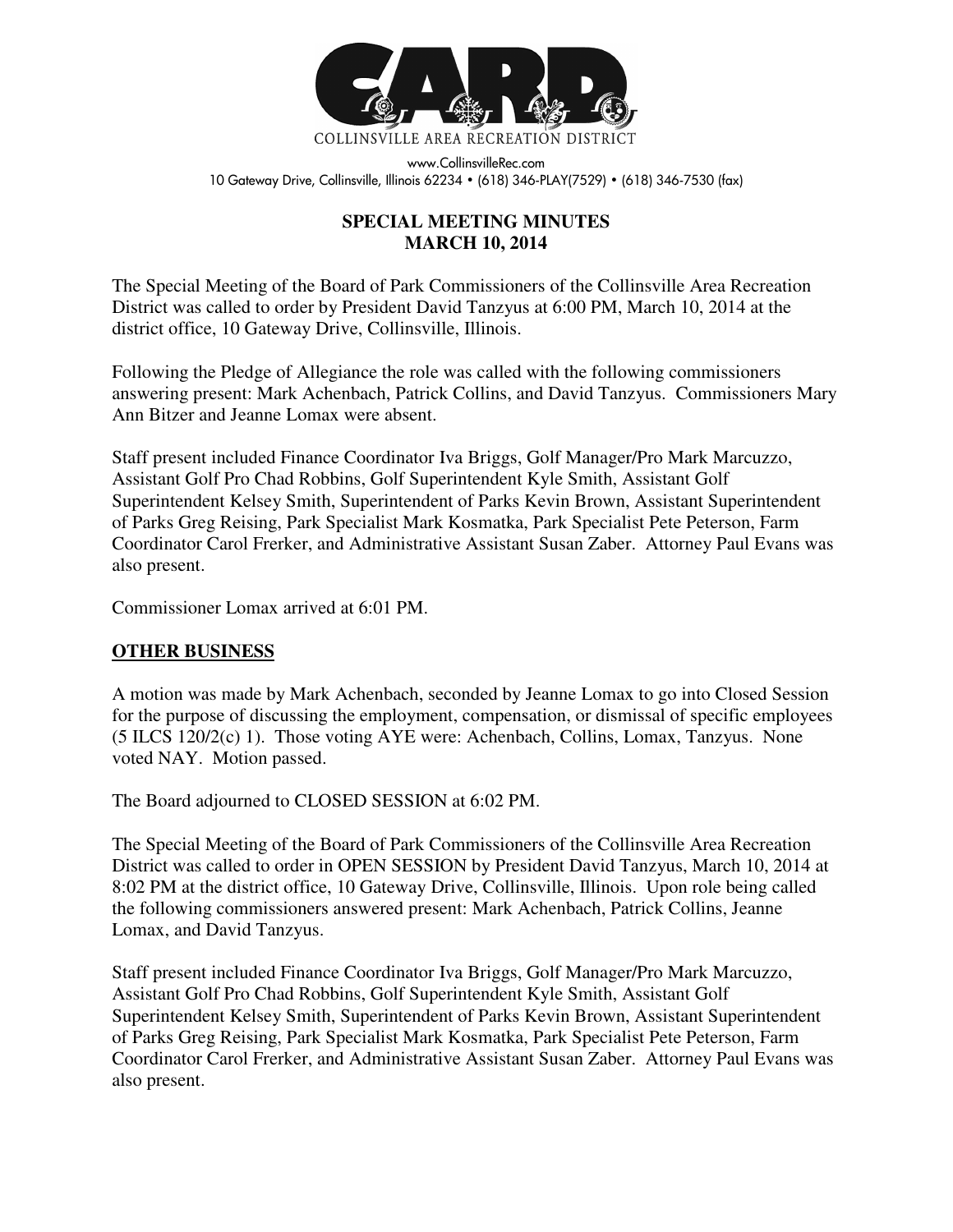COLLINSVILLE AREA RECREATION DISTRICT

www.CollinsvilleRec.com
10 Gateway Drive, Collinsville, Illinois 62234 • (618) 346-PLAY(7529) • (618) 346-7530 (fax)

# SPECIAL MEETING MINUTES
# MARCH 10, 2014

The Special Meeting of the Board of Park Commissioners of the Collinsville Area Recreation District was called to order by President David Tanzyus at 6:00 PM, March 10, 2014 at the district office, 10 Gateway Drive, Collinsville, Illinois.

Following the Pledge of Allegiance the role was called with the following commissioners answering present: Mark Achenbach, Patrick Collins, and David Tanzyus. Commissioners Mary Ann Bitzer and Jeanne Lomax were absent.

Staff present included Finance Coordinator Iva Briggs, Golf Manager/Pro Mark Marcuzzo, Assistant Golf Pro Chad Robbins, Golf Superintendent Kyle Smith, Assistant Golf Superintendent Kelsey Smith, Superintendent of Parks Kevin Brown, Assistant Superintendent of Parks Greg Reising, Park Specialist Mark Kosmatka, Park Specialist Pete Peterson, Farm Coordinator Carol Frerker, and Administrative Assistant Susan Zaber. Attorney Paul Evans was also present.

Commissioner Lomax arrived at 6:01 PM.

## OTHER BUSINESS

A motion was made by Mark Achenbach, seconded by Jeanne Lomax to go into Closed Session for the purpose of discussing the employment, compensation, or dismissal of specific employees (5 ILCS 120/2(c) 1). Those voting AYE were: Achenbach, Collins, Lomax, Tanzyus. None voted NAY. Motion passed.

The Board adjourned to CLOSED SESSION at 6:02 PM.

The Special Meeting of the Board of Park Commissioners of the Collinsville Area Recreation District was called to order in OPEN SESSION by President David Tanzyus, March 10, 2014 at 8:02 PM at the district office, 10 Gateway Drive, Collinsville, Illinois. Upon role being called the following commissioners answered present: Mark Achenbach, Patrick Collins, Jeanne Lomax, and David Tanzyus.

Staff present included Finance Coordinator Iva Briggs, Golf Manager/Pro Mark Marcuzzo, Assistant Golf Pro Chad Robbins, Golf Superintendent Kyle Smith, Assistant Golf Superintendent Kelsey Smith, Superintendent of Parks Kevin Brown, Assistant Superintendent of Parks Greg Reising, Park Specialist Mark Kosmatka, Park Specialist Pete Peterson, Farm Coordinator Carol Frerker, and Administrative Assistant Susan Zaber. Attorney Paul Evans was also present.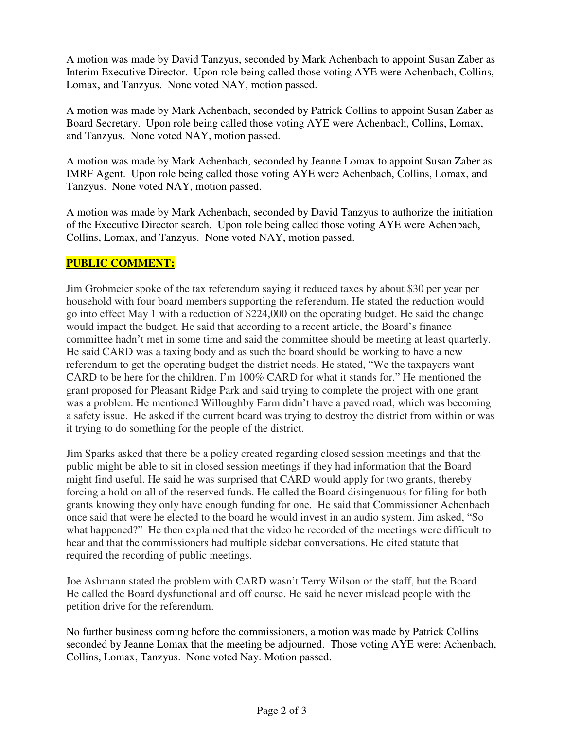A motion was made by David Tanzyus, seconded by Mark Achenbach to appoint Susan Zaber as Interim Executive Director. Upon role being called those voting AYE were Achenbach, Collins, Lomax, and Tanzyus. None voted NAY, motion passed.

A motion was made by Mark Achenbach, seconded by Patrick Collins to appoint Susan Zaber as Board Secretary. Upon role being called those voting AYE were Achenbach, Collins, Lomax, and Tanzyus. None voted NAY, motion passed.

A motion was made by Mark Achenbach, seconded by Jeanne Lomax to appoint Susan Zaber as IMRF Agent. Upon role being called those voting AYE were Achenbach, Collins, Lomax, and Tanzyus. None voted NAY, motion passed.

A motion was made by Mark Achenbach, seconded by David Tanzyus to authorize the initiation of the Executive Director search. Upon role being called those voting AYE were Achenbach, Collins, Lomax, and Tanzyus. None voted NAY, motion passed.

**PUBLIC COMMENT:**

Jim Grobmeier spoke of the tax referendum saying it reduced taxes by about $30 per year per household with four board members supporting the referendum. He stated the reduction would go into effect May 1 with a reduction of $224,000 on the operating budget. He said the change would impact the budget. He said that according to a recent article, the Board's finance committee hadn't met in some time and said the committee should be meeting at least quarterly. He said CARD was a taxing body and as such the board should be working to have a new referendum to get the operating budget the district needs. He stated, "We the taxpayers want CARD to be here for the children. I'm 100% CARD for what it stands for." He mentioned the grant proposed for Pleasant Ridge Park and said trying to complete the project with one grant was a problem. He mentioned Willoughby Farm didn't have a paved road, which was becoming a safety issue. He asked if the current board was trying to destroy the district from within or was it trying to do something for the people of the district.

Jim Sparks asked that there be a policy created regarding closed session meetings and that the public might be able to sit in closed session meetings if they had information that the Board might find useful. He said he was surprised that CARD would apply for two grants, thereby forcing a hold on all of the reserved funds. He called the Board disingenuous for filing for both grants knowing they only have enough funding for one. He said that Commissioner Achenbach once said that were he elected to the board he would invest in an audio system. Jim asked, "So what happened?" He then explained that the video he recorded of the meetings were difficult to hear and that the commissioners had multiple sidebar conversations. He cited statute that required the recording of public meetings.

Joe Ashmann stated the problem with CARD wasn't Terry Wilson or the staff, but the Board. He called the Board dysfunctional and off course. He said he never mislead people with the petition drive for the referendum.

No further business coming before the commissioners, a motion was made by Patrick Collins seconded by Jeanne Lomax that the meeting be adjourned. Those voting AYE were: Achenbach, Collins, Lomax, Tanzyus. None voted Nay. Motion passed.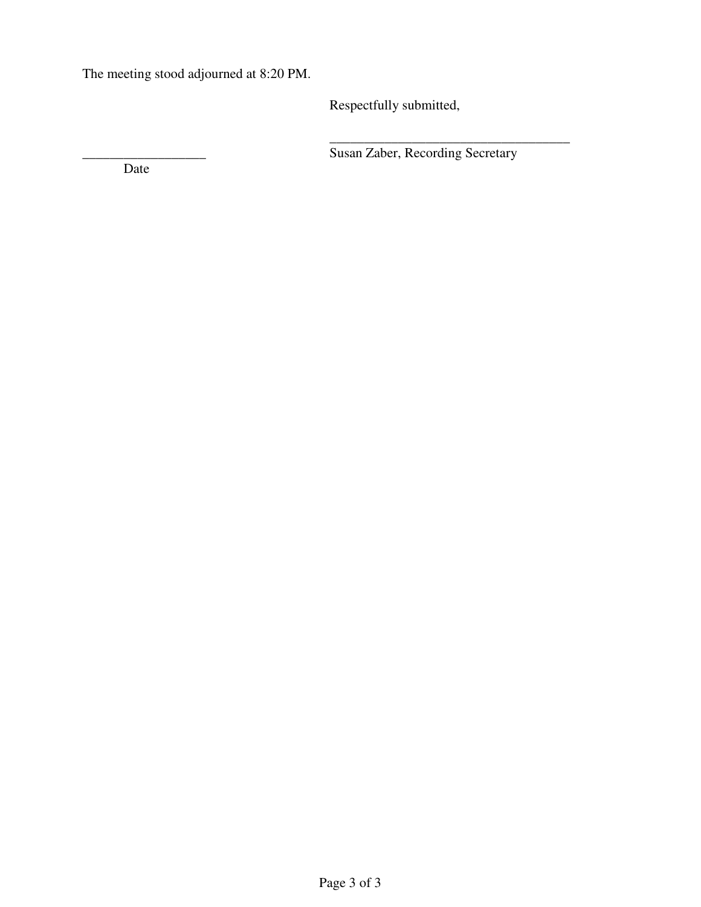The meeting stood adjourned at 8:20 PM.

Respectfully submitted,

\_\_\_\_\_\_\_\_\_\_\_\_\_\_\_\_\_\_\_\_\_\_\_\_\_\_\_\_\_\_\_\_\_\_\_
Susan Zaber, Recording Secretary

\_\_\_\_\_\_\_\_\_\_\_\_\_\_\_\_\_\_
Date